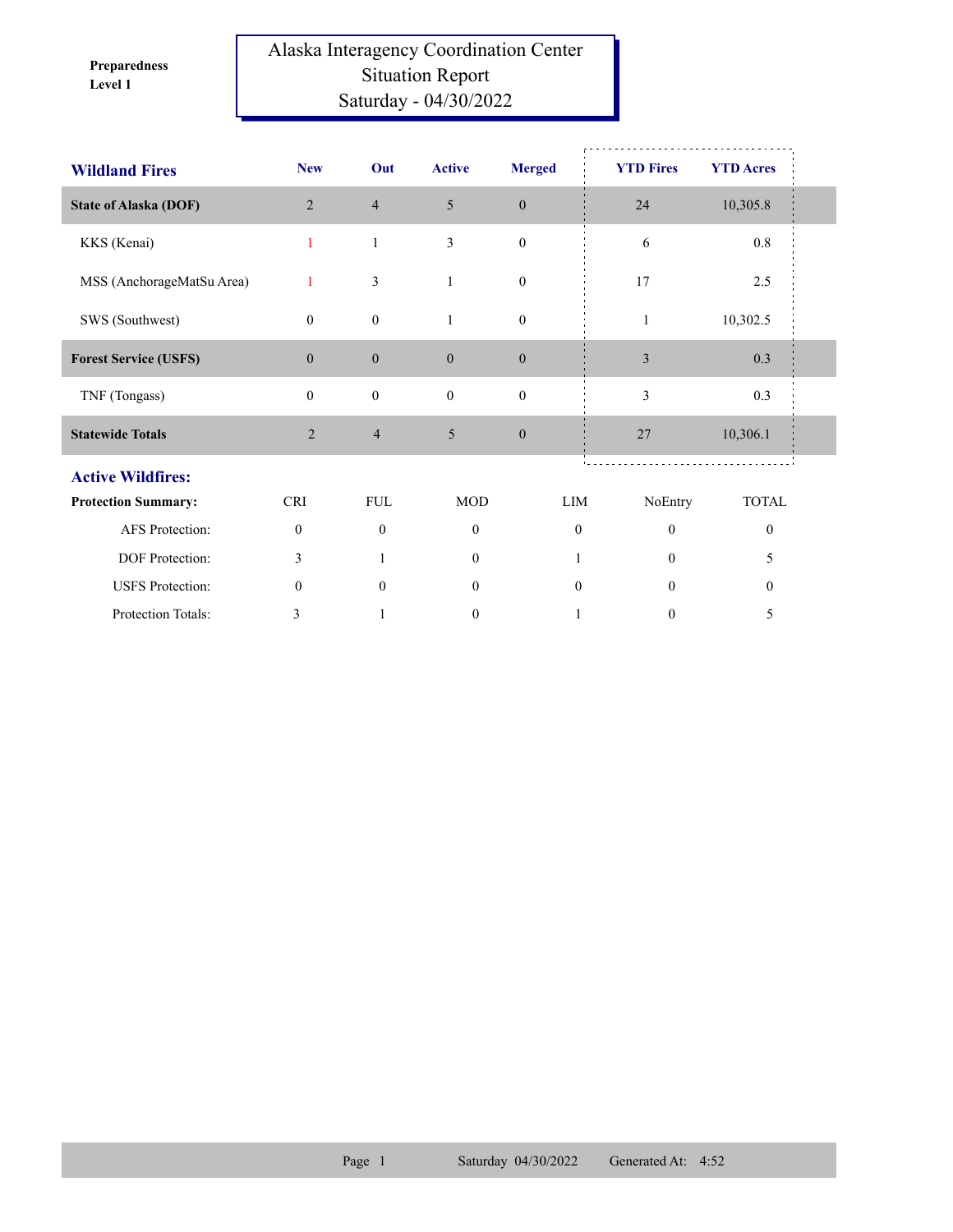**Preparedness Level 1**

# Alaska Interagency Coordination Center
## Situation Report
## Saturday - 04/30/2022

| Wildland Fires | New | Out | Active | Merged | YTD Fires | YTD Acres |
|---|---|---|---|---|---|---|
| **State of Alaska (DOF)** | 2 | 4 | 5 | 0 | 24 | 10,305.8 |
| KKS (Kenai) | 1 | 1 | 3 | 0 | 6 | 0.8 |
| MSS (AnchorageMatSu Area) | 1 | 3 | 1 | 0 | 17 | 2.5 |
| SWS (Southwest) | 0 | 0 | 1 | 0 | 1 | 10,302.5 |
| **Forest Service (USFS)** | 0 | 0 | 0 | 0 | 3 | 0.3 |
| TNF (Tongass) | 0 | 0 | 0 | 0 | 3 | 0.3 |
| **Statewide Totals** | 2 | 4 | 5 | 0 | 27 | 10,306.1 |

## Active Wildfires:

| Protection Summary: | CRI | FUL | MOD | LIM | NoEntry | TOTAL |
|---|---|---|---|---|---|---|
| AFS Protection: | 0 | 0 | 0 | 0 | 0 | 0 |
| DOF Protection: | 3 | 1 | 0 | 1 | 0 | 5 |
| USFS Protection: | 0 | 0 | 0 | 0 | 0 | 0 |
| Protection Totals: | 3 | 1 | 0 | 1 | 0 | 5 |

Saturday 04/30/2022 Generated At: 4:52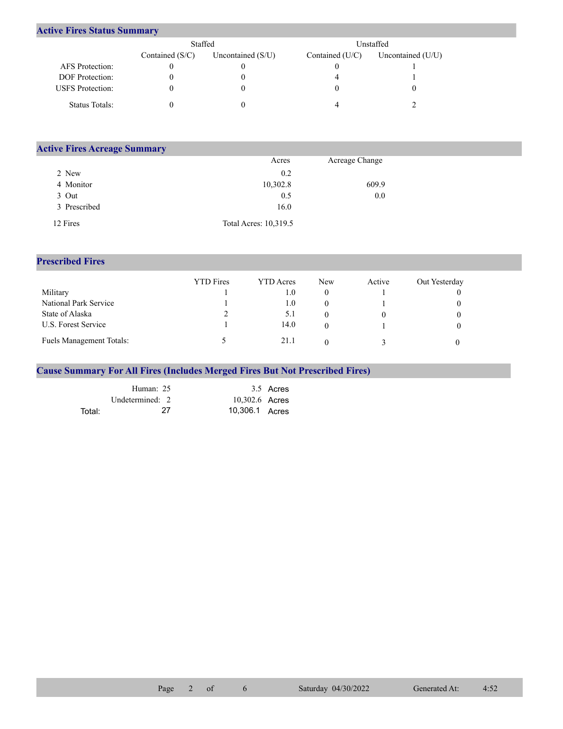## Active Fires Status Summary

| | Staffed | | Unstaffed | |
|---|---|---|---|---|
| | Contained (S/C) | Uncontained (S/U) | Contained (U/C) | Uncontained (U/U) |
| AFS Protection: | 0 | 0 | 0 | 1 |
| DOF Protection: | 0 | 0 | 4 | 1 |
| USFS Protection: | 0 | 0 | 0 | 0 |
| Status Totals: | 0 | 0 | 4 | 2 |

## Active Fires Acreage Summary

| | Acres | Acreage Change |
|---|---|---|
| 2 New | 0.2 | |
| 4 Monitor | 10,302.8 | 609.9 |
| 3 Out | 0.5 | 0.0 |
| 3 Prescribed | 16.0 | |
| 12 Fires | Total Acres: 10,319.5 | |

## Prescribed Fires

| | YTD Fires | YTD Acres | New | Active | Out Yesterday |
|---|---|---|---|---|---|
| Military | 1 | 1.0 | 0 | 1 | 0 |
| National Park Service | 1 | 1.0 | 0 | 1 | 0 |
| State of Alaska | 2 | 5.1 | 0 | 0 | 0 |
| U.S. Forest Service | 1 | 14.0 | 0 | 1 | 0 |
| Fuels Management Totals: | 5 | 21.1 | 0 | 3 | 0 |

## Cause Summary For All Fires (Includes Merged Fires But Not Prescribed Fires)

| | | |
|---|---|---|
| Human: | 25 | 3.5 Acres |
| Undetermined: | 2 | 10,302.6 Acres |
| Total: | 27 | 10,306.1 Acres |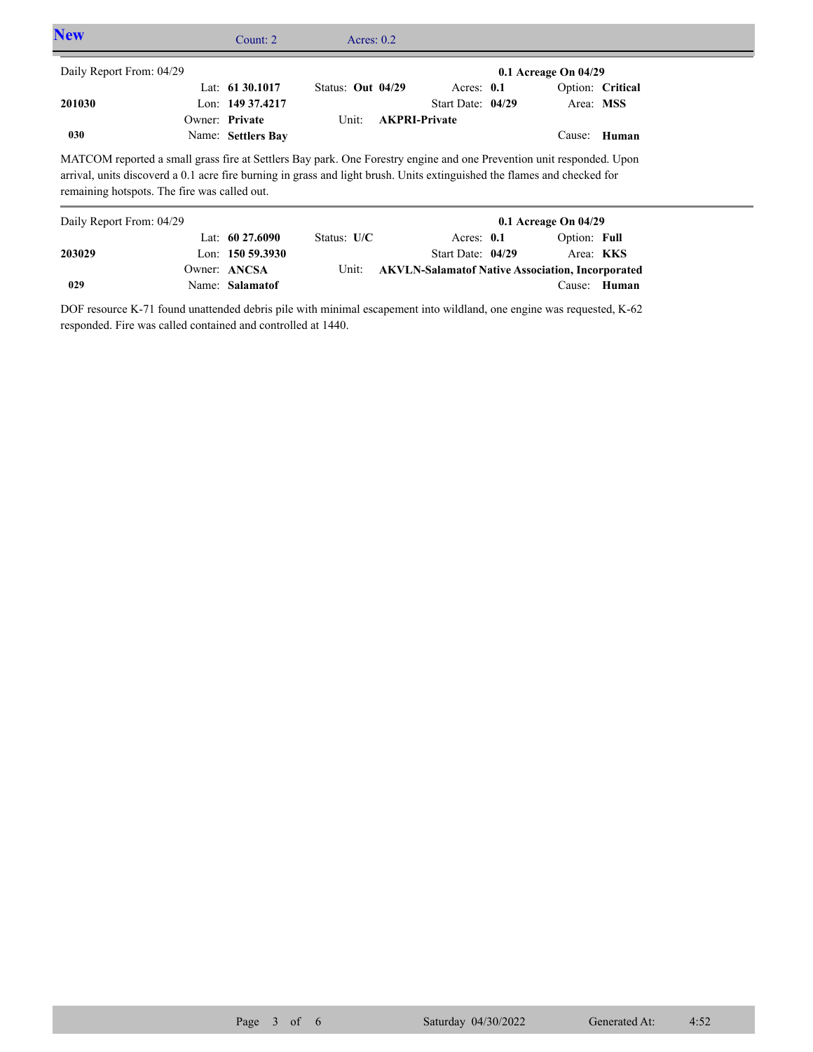## New

Count: 2 Acres: 0.2

---

Daily Report From: 04/29

**0.1 Acreage On 04/29**

| | | | |
|---|---|---|---|
| **201030** | Lat: **61 30.1017** | Status: **Out 04/29** | Acres: **0.1** | 
| | Lon: **149 37.4217** | Start Date: **04/29** | Option: **Critical** |
| | Owner: **Private** | Unit: **AKPRI-Private** | Area: **MSS** |
| **030** | Name: **Settlers Bay** | | Cause: **Human** |

MATCOM reported a small grass fire at Settlers Bay park. One Forestry engine and one Prevention unit responded. Upon arrival, units discoverd a 0.1 acre fire burning in grass and light brush. Units extinguished the flames and checked for remaining hotspots. The fire was called out.

---

Daily Report From: 04/29

**0.1 Acreage On 04/29**

| | | | |
|---|---|---|---|
| **203029** | Lat: **60 27.6090** | Status: **U/C** | Acres: **0.1** |
| | Lon: **150 59.3930** | Start Date: **04/29** | Option: **Full** |
| | Owner: **ANCSA** | Unit: **AKVLN-Salamatof Native Association, Incorporated** | Area: **KKS** |
| **029** | Name: **Salamatof** | | Cause: **Human** |

DOF resource K-71 found unattended debris pile with minimal escapement into wildland, one engine was requested, K-62 responded. Fire was called contained and controlled at 1440.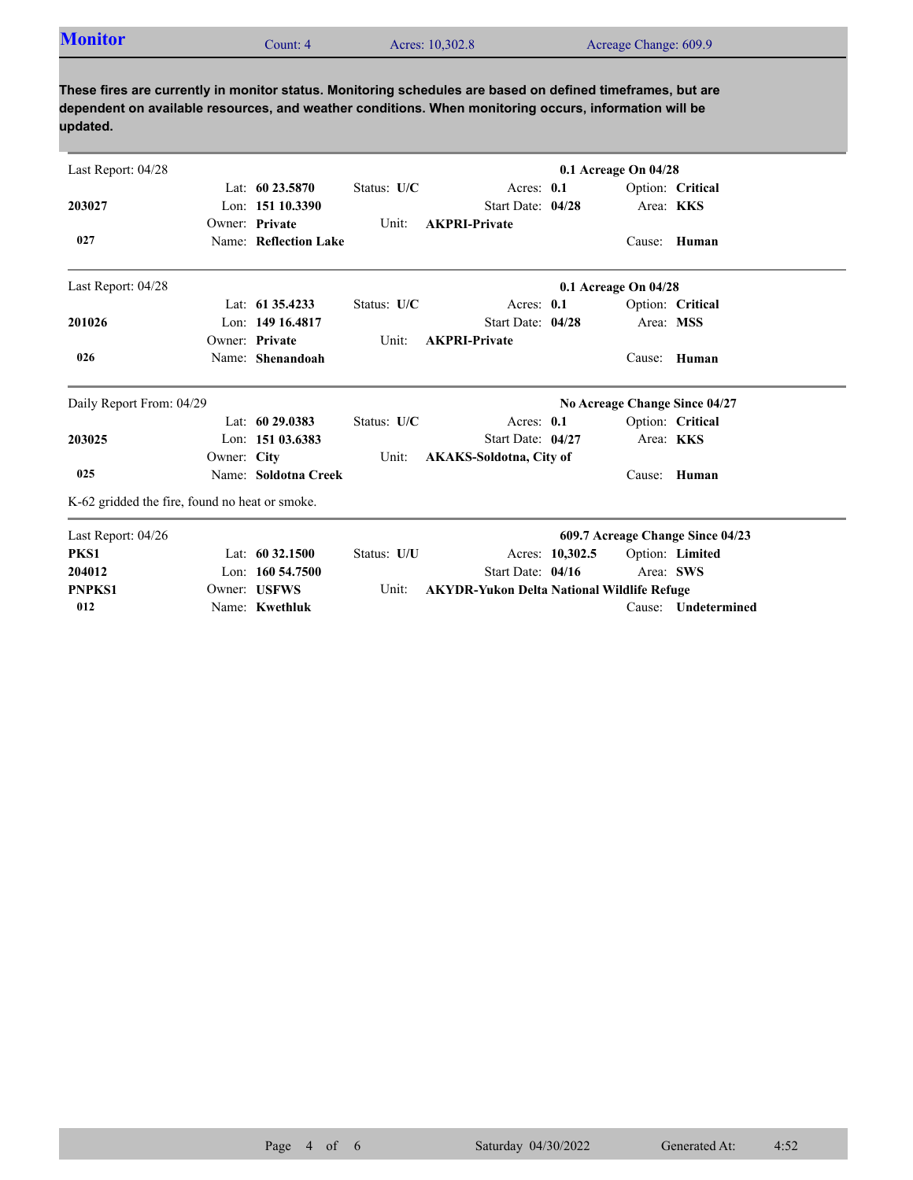## Monitor

Count: 4 | Acres: 10,302.8 | Acreage Change: 609.9

**These fires are currently in monitor status. Monitoring schedules are based on defined timeframes, but are dependent on available resources, and weather conditions. When monitoring occurs, information will be updated.**

---

Last Report: 04/28 — **0.1 Acreage On 04/28**

| | | | | |
|---|---|---|---|---|
| | Lat: **60 23.5870** | Status: **U/C** | Acres: **0.1** | Option: **Critical** |
| **203027** | Lon: **151 10.3390** | | Start Date: **04/28** | Area: **KKS** |
| | Owner: **Private** | Unit: **AKPRI-Private** | | |
| **027** | Name: **Reflection Lake** | | | Cause: **Human** |

---

Last Report: 04/28 — **0.1 Acreage On 04/28**

| | | | | |
|---|---|---|---|---|
| | Lat: **61 35.4233** | Status: **U/C** | Acres: **0.1** | Option: **Critical** |
| **201026** | Lon: **149 16.4817** | | Start Date: **04/28** | Area: **MSS** |
| | Owner: **Private** | Unit: **AKPRI-Private** | | |
| **026** | Name: **Shenandoah** | | | Cause: **Human** |

---

Daily Report From: 04/29 — **No Acreage Change Since 04/27**

| | | | | |
|---|---|---|---|---|
| | Lat: **60 29.0383** | Status: **U/C** | Acres: **0.1** | Option: **Critical** |
| **203025** | Lon: **151 03.6383** | | Start Date: **04/27** | Area: **KKS** |
| | Owner: **City** | Unit: **AKAKS-Soldotna, City of** | | |
| **025** | Name: **Soldotna Creek** | | | Cause: **Human** |

K-62 gridded the fire, found no heat or smoke.

---

Last Report: 04/26 — **609.7 Acreage Change Since 04/23**

| | | | | |
|---|---|---|---|---|
| **PKS1** | Lat: **60 32.1500** | Status: **U/U** | Acres: **10,302.5** | Option: **Limited** |
| **204012** | Lon: **160 54.7500** | | Start Date: **04/16** | Area: **SWS** |
| **PNPKS1** | Owner: **USFWS** | Unit: **AKYDR-Yukon Delta National Wildlife Refuge** | | |
| **012** | Name: **Kwethluk** | | | Cause: **Undetermined** |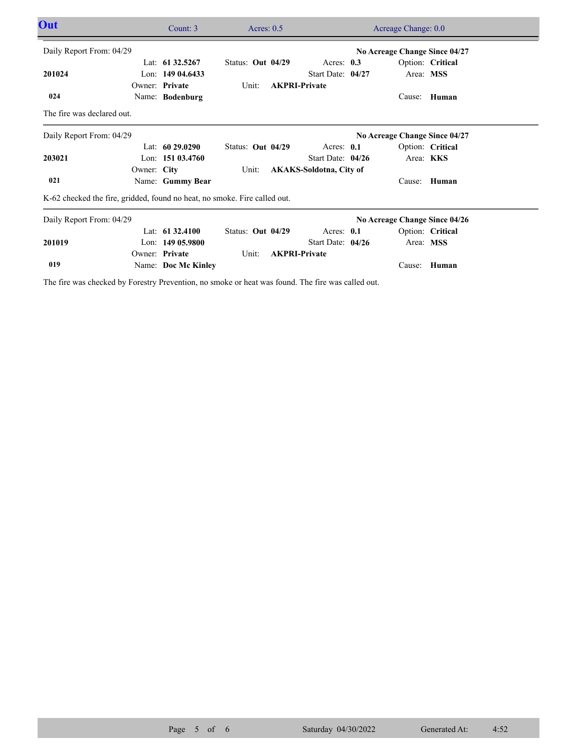## Out

Count: 3 | Acres: 0.5 | Acreage Change: 0.0

---

Daily Report From: 04/29 — **No Acreage Change Since 04/27**

| | | | | |
|---|---|---|---|---|
| | Lat: **61 32.5267** | Status: **Out 04/29** | Acres: **0.3** | Option: **Critical** |
| **201024** | Lon: **149 04.6433** | | Start Date: **04/27** | Area: **MSS** |
| | Owner: **Private** | Unit: **AKPRI-Private** | | |
| **024** | Name: **Bodenburg** | | | Cause: **Human** |

The fire was declared out.

---

Daily Report From: 04/29 — **No Acreage Change Since 04/27**

| | | | | |
|---|---|---|---|---|
| | Lat: **60 29.0290** | Status: **Out 04/29** | Acres: **0.1** | Option: **Critical** |
| **203021** | Lon: **151 03.4760** | | Start Date: **04/26** | Area: **KKS** |
| | Owner: **City** | Unit: **AKAKS-Soldotna, City of** | | |
| **021** | Name: **Gummy Bear** | | | Cause: **Human** |

K-62 checked the fire, gridded, found no heat, no smoke. Fire called out.

---

Daily Report From: 04/29 — **No Acreage Change Since 04/26**

| | | | | |
|---|---|---|---|---|
| | Lat: **61 32.4100** | Status: **Out 04/29** | Acres: **0.1** | Option: **Critical** |
| **201019** | Lon: **149 05.9800** | | Start Date: **04/26** | Area: **MSS** |
| | Owner: **Private** | Unit: **AKPRI-Private** | | |
| **019** | Name: **Doc Mc Kinley** | | | Cause: **Human** |

The fire was checked by Forestry Prevention, no smoke or heat was found. The fire was called out.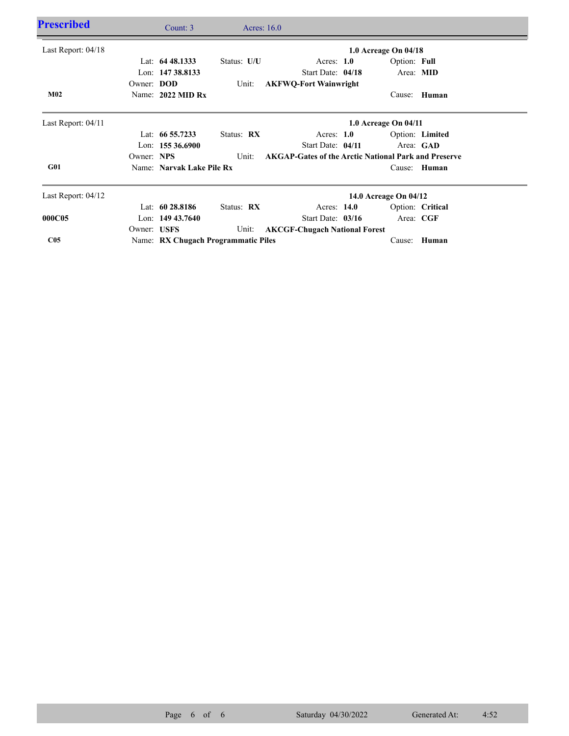## Prescribed

Count: 3 Acres: 16.0

---

Last Report: 04/18 **1.0 Acreage On 04/18**

Lat: **64 48.1333** Status: **U/U** Acres: **1.0** Option: **Full**

Lon: **147 38.8133** Start Date: **04/18** Area: **MID**

Owner: **DOD** Unit: **AKFWQ-Fort Wainwright**

**M02** Name: **2022 MID Rx** Cause: **Human**

---

Last Report: 04/11 **1.0 Acreage On 04/11**

Lat: **66 55.7233** Status: **RX** Acres: **1.0** Option: **Limited**

Lon: **155 36.6900** Start Date: **04/11** Area: **GAD**

Owner: **NPS** Unit: **AKGAP-Gates of the Arctic National Park and Preserve**

**G01** Name: **Narvak Lake Pile Rx** Cause: **Human**

---

Last Report: 04/12 **14.0 Acreage On 04/12**

Lat: **60 28.8186** Status: **RX** Acres: **14.0** Option: **Critical**

**000C05** Lon: **149 43.7640** Start Date: **03/16** Area: **CGF**

Owner: **USFS** Unit: **AKCGF-Chugach National Forest**

**C05** Name: **RX Chugach Programmatic Piles** Cause: **Human**